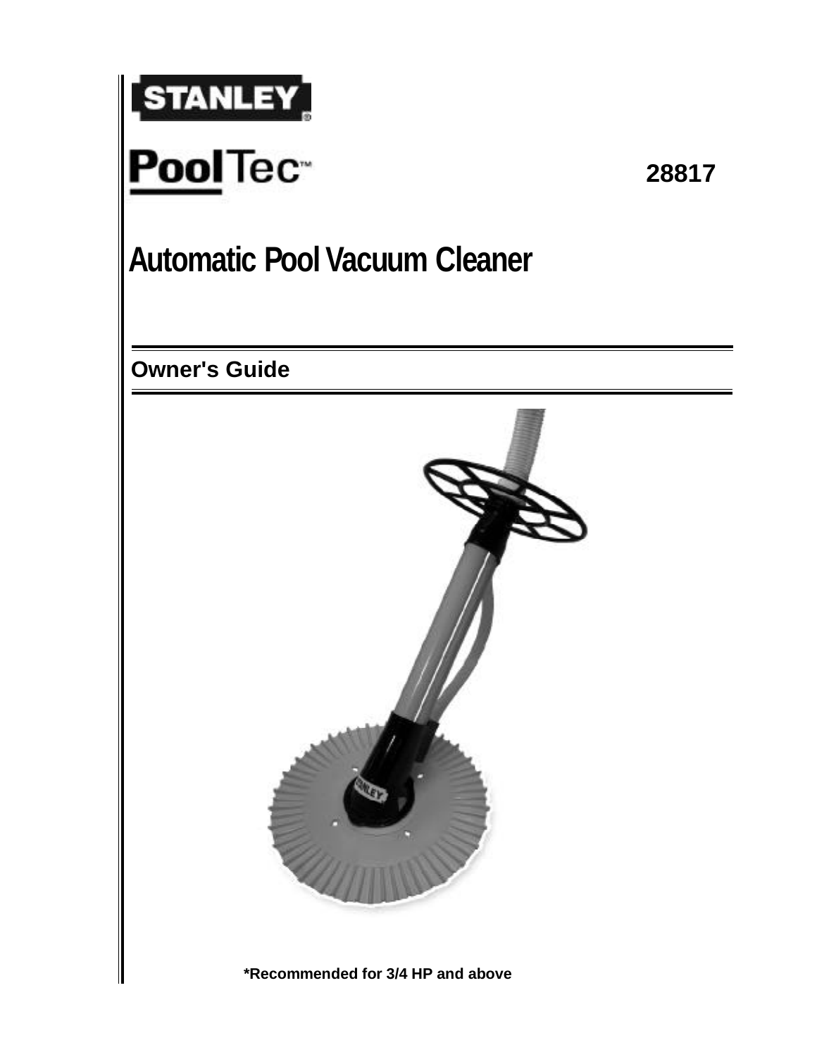STANLEY

PoolTec™

28817

# Automatic Pool Vacuum Cleaner

## Owner's Guide

**\*Recommended for 3/4 HP and above**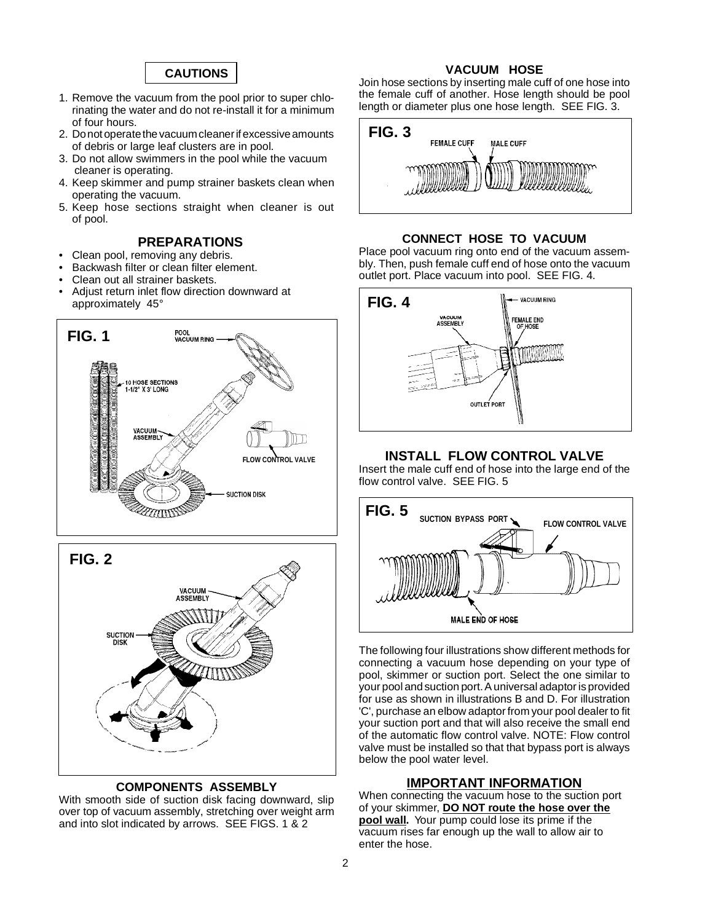## CAUTIONS

1. Remove the vacuum from the pool prior to super chlorinating the water and do not re-install it for a minimum of four hours.
2. Do not operate the vacuum cleaner if excessive amounts of debris or large leaf clusters are in pool.
3. Do not allow swimmers in the pool while the vacuum cleaner is operating.
4. Keep skimmer and pump strainer baskets clean when operating the vacuum.
5. Keep hose sections straight when cleaner is out of pool.

## PREPARATIONS

- Clean pool, removing any debris.
- Backwash filter or clean filter element.
- Clean out all strainer baskets.
- Adjust return inlet flow direction downward at approximately 45°

**FIG. 1**

POOL VACUUM RING
10 HOSE SECTIONS 1-1/2" X 3' LONG
VACUUM ASSEMBLY
FLOW CONTROL VALVE
SUCTION DISK

**FIG. 2**

VACUUM ASSEMBLY
SUCTION DISK

## COMPONENTS ASSEMBLY

With smooth side of suction disk facing downward, slip over top of vacuum assembly, stretching over weight arm and into slot indicated by arrows. SEE FIGS. 1 & 2

## VACUUM HOSE

Join hose sections by inserting male cuff of one hose into the female cuff of another. Hose length should be pool length or diameter plus one hose length. SEE FIG. 3.

**FIG. 3**

FEMALE CUFF
MALE CUFF

## CONNECT HOSE TO VACUUM

Place pool vacuum ring onto end of the vacuum assembly. Then, push female cuff end of hose onto the vacuum outlet port. Place vacuum into pool. SEE FIG. 4.

**FIG. 4**

VACUUM RING
VACUUM ASSEMBLY
FEMALE END OF HOSE
OUTLET PORT

## INSTALL FLOW CONTROL VALVE

Insert the male cuff end of hose into the large end of the flow control valve. SEE FIG. 5

**FIG. 5**

SUCTION BYPASS PORT
FLOW CONTROL VALVE
MALE END OF HOSE

The following four illustrations show different methods for connecting a vacuum hose depending on your type of pool, skimmer or suction port. Select the one similar to your pool and suction port. A universal adaptor is provided for use as shown in illustrations B and D. For illustration 'C', purchase an elbow adaptor from your pool dealer to fit your suction port and that will also receive the small end of the automatic flow control valve. NOTE: Flow control valve must be installed so that that bypass port is always below the pool water level.

## IMPORTANT INFORMATION

When connecting the vacuum hose to the suction port of your skimmer, **DO NOT route the hose over the pool wall.** Your pump could lose its prime if the vacuum rises far enough up the wall to allow air to enter the hose.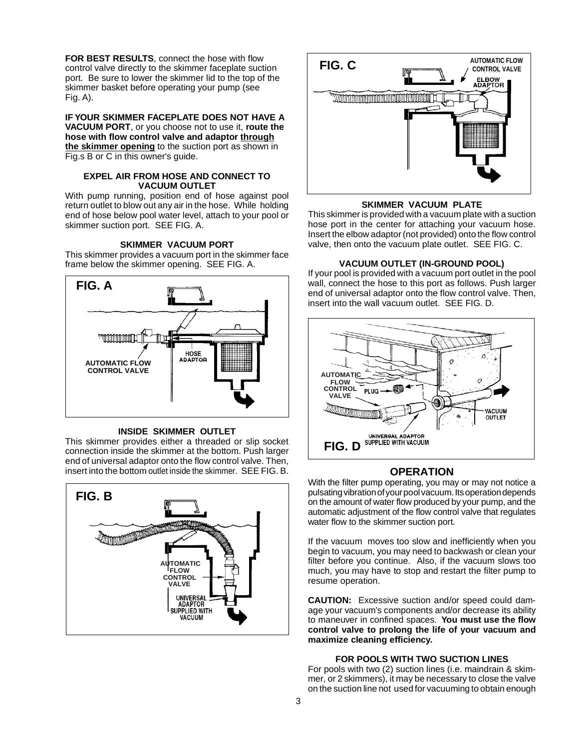**FOR BEST RESULTS**, connect the hose with flow control valve directly to the skimmer faceplate suction port. Be sure to lower the skimmer lid to the top of the skimmer basket before operating your pump (see Fig. A).

**IF YOUR SKIMMER FACEPLATE DOES NOT HAVE A VACUUM PORT**, or you choose not to use it, **route the hose with flow control valve and adaptor through the skimmer opening** to the suction port as shown in Fig.s B or C in this owner's guide.

#### EXPEL AIR FROM HOSE AND CONNECT TO VACUUM OUTLET

With pump running, position end of hose against pool return outlet to blow out any air in the hose. While holding end of hose below pool water level, attach to your pool or skimmer suction port. SEE FIG. A.

#### SKIMMER VACUUM PORT

This skimmer provides a vacuum port in the skimmer face frame below the skimmer opening. SEE FIG. A.

FIG. A

#### INSIDE SKIMMER OUTLET

This skimmer provides either a threaded or slip socket connection inside the skimmer at the bottom. Push larger end of universal adaptor onto the flow control valve. Then, insert into the bottom outlet inside the skimmer. SEE FIG. B.

FIG. B

FIG. C

#### SKIMMER VACUUM PLATE

This skimmer is provided with a vacuum plate with a suction hose port in the center for attaching your vacuum hose. Insert the elbow adaptor (not provided) onto the flow control valve, then onto the vacuum plate outlet. SEE FIG. C.

#### VACUUM OUTLET (IN-GROUND POOL)

If your pool is provided with a vacuum port outlet in the pool wall, connect the hose to this port as follows. Push larger end of universal adaptor onto the flow control valve. Then, insert into the wall vacuum outlet. SEE FIG. D.

FIG. D

## OPERATION

With the filter pump operating, you may or may not notice a pulsating vibration of your pool vacuum. Its operation depends on the amount of water flow produced by your pump, and the automatic adjustment of the flow control valve that regulates water flow to the skimmer suction port.

If the vacuum moves too slow and inefficiently when you begin to vacuum, you may need to backwash or clean your filter before you continue. Also, if the vacuum slows too much, you may have to stop and restart the filter pump to resume operation.

**CAUTION:** Excessive suction and/or speed could damage your vacuum's components and/or decrease its ability to maneuver in confined spaces. **You must use the flow control valve to prolong the life of your vacuum and maximize cleaning efficiency.**

#### FOR POOLS WITH TWO SUCTION LINES

For pools with two (2) suction lines (i.e. maindrain & skimmer, or 2 skimmers), it may be necessary to close the valve on the suction line not used for vacuuming to obtain enough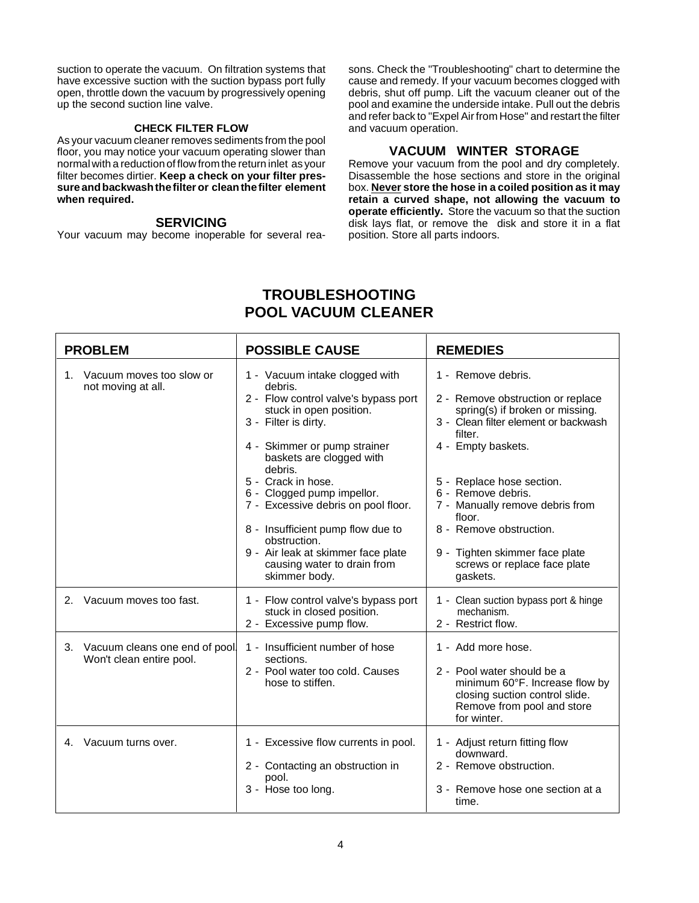suction to operate the vacuum. On filtration systems that have excessive suction with the suction bypass port fully open, throttle down the vacuum by progressively opening up the second suction line valve.

#### CHECK FILTER FLOW

As your vacuum cleaner removes sediments from the pool floor, you may notice your vacuum operating slower than normal with a reduction of flow from the return inlet as your filter becomes dirtier. **Keep a check on your filter pressure and backwash the filter or clean the filter element when required.**

### SERVICING

Your vacuum may become inoperable for several reasons. Check the "Troubleshooting" chart to determine the cause and remedy. If your vacuum becomes clogged with debris, shut off pump. Lift the vacuum cleaner out of the pool and examine the underside intake. Pull out the debris and refer back to "Expel Air from Hose" and restart the filter and vacuum operation.

### VACUUM WINTER STORAGE

Remove your vacuum from the pool and dry completely. Disassemble the hose sections and store in the original box. **<u>Never</u> store the hose in a coiled position as it may retain a curved shape, not allowing the vacuum to operate efficiently.** Store the vacuum so that the suction disk lays flat, or remove the disk and store it in a flat position. Store all parts indoors.

## TROUBLESHOOTING
## POOL VACUUM CLEANER

| PROBLEM | POSSIBLE CAUSE | REMEDIES |
|---|---|---|
| 1. Vacuum moves too slow or not moving at all. | 1 - Vacuum intake clogged with debris.<br>2 - Flow control valve's bypass port stuck in open position.<br>3 - Filter is dirty.<br>4 - Skimmer or pump strainer baskets are clogged with debris.<br>5 - Crack in hose.<br>6 - Clogged pump impellor.<br>7 - Excessive debris on pool floor.<br>8 - Insufficient pump flow due to obstruction.<br>9 - Air leak at skimmer face plate causing water to drain from skimmer body. | 1 - Remove debris.<br>2 - Remove obstruction or replace spring(s) if broken or missing.<br>3 - Clean filter element or backwash filter.<br>4 - Empty baskets.<br>5 - Replace hose section.<br>6 - Remove debris.<br>7 - Manually remove debris from floor.<br>8 - Remove obstruction.<br>9 - Tighten skimmer face plate screws or replace face plate gaskets. |
| 2. Vacuum moves too fast. | 1 - Flow control valve's bypass port stuck in closed position.<br>2 - Excessive pump flow. | 1 - Clean suction bypass port & hinge mechanism.<br>2 - Restrict flow. |
| 3. Vacuum cleans one end of pool. Won't clean entire pool. | 1 - Insufficient number of hose sections.<br>2 - Pool water too cold. Causes hose to stiffen. | 1 - Add more hose.<br>2 - Pool water should be a minimum 60°F. Increase flow by closing suction control slide. Remove from pool and store for winter. |
| 4. Vacuum turns over. | 1 - Excessive flow currents in pool.<br>2 - Contacting an obstruction in pool.<br>3 - Hose too long. | 1 - Adjust return fitting flow downward.<br>2 - Remove obstruction.<br>3 - Remove hose one section at a time. |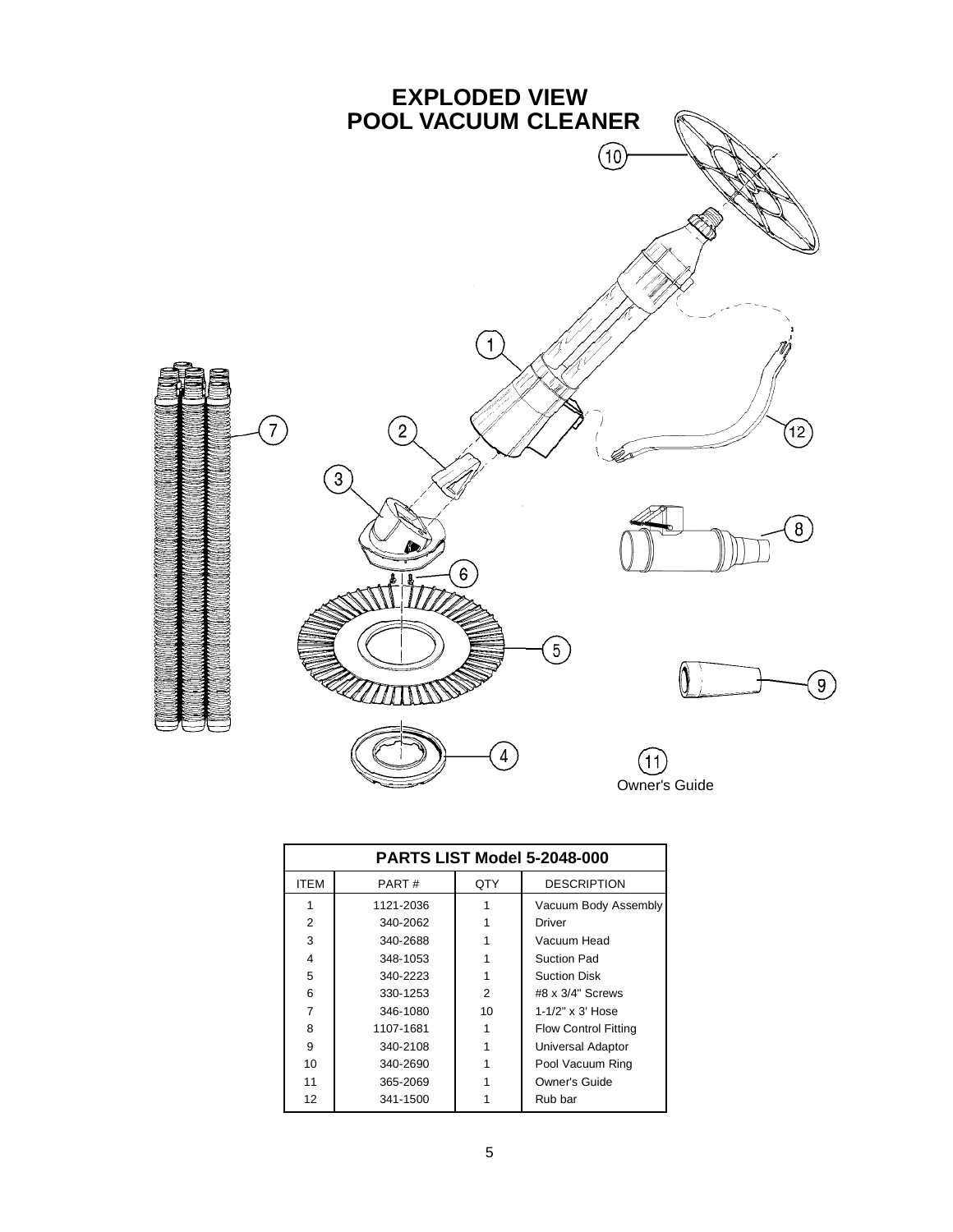# EXPLODED VIEW
# POOL VACUUM CLEANER

Owner's Guide

| PARTS LIST Model 5-2048-000 | | | |
|---|---|---|---|
| ITEM | PART # | QTY | DESCRIPTION |
| 1 | 1121-2036 | 1 | Vacuum Body Assembly |
| 2 | 340-2062 | 1 | Driver |
| 3 | 340-2688 | 1 | Vacuum Head |
| 4 | 348-1053 | 1 | Suction Pad |
| 5 | 340-2223 | 1 | Suction Disk |
| 6 | 330-1253 | 2 | #8 x 3/4" Screws |
| 7 | 346-1080 | 10 | 1-1/2" x 3' Hose |
| 8 | 1107-1681 | 1 | Flow Control Fitting |
| 9 | 340-2108 | 1 | Universal Adaptor |
| 10 | 340-2690 | 1 | Pool Vacuum Ring |
| 11 | 365-2069 | 1 | Owner's Guide |
| 12 | 341-1500 | 1 | Rub bar |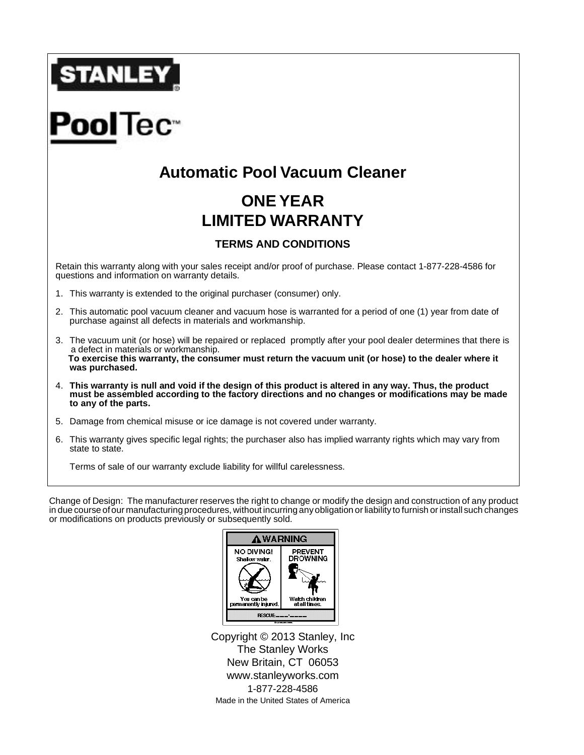STANLEY

PoolTec™

# Automatic Pool Vacuum Cleaner

# ONE YEAR LIMITED WARRANTY

### TERMS AND CONDITIONS

Retain this warranty along with your sales receipt and/or proof of purchase. Please contact 1-877-228-4586 for questions and information on warranty details.

1. This warranty is extended to the original purchaser (consumer) only.
2. This automatic pool vacuum cleaner and vacuum hose is warranted for a period of one (1) year from date of purchase against all defects in materials and workmanship.
3. The vacuum unit (or hose) will be repaired or replaced promptly after your pool dealer determines that there is a defect in materials or workmanship.
   **To exercise this warranty, the consumer must return the vacuum unit (or hose) to the dealer where it was purchased.**
4. **This warranty is null and void if the design of this product is altered in any way. Thus, the product must be assembled according to the factory directions and no changes or modifications may be made to any of the parts.**
5. Damage from chemical misuse or ice damage is not covered under warranty.
6. This warranty gives specific legal rights; the purchaser also has implied warranty rights which may vary from state to state.

   Terms of sale of our warranty exclude liability for willful carelessness.

Change of Design: The manufacturer reserves the right to change or modify the design and construction of any product in due course of our manufacturing procedures, without incurring any obligation or liability to furnish or install such changes or modifications on products previously or subsequently sold.

WARNING

NO DIVING! Shallow water. You can be permanently injured.

PREVENT DROWNING. Watch children at all times.

RESCUE: ___-____

Copyright © 2013 Stanley, Inc
The Stanley Works
New Britain, CT 06053
www.stanleyworks.com
1-877-228-4586
Made in the United States of America